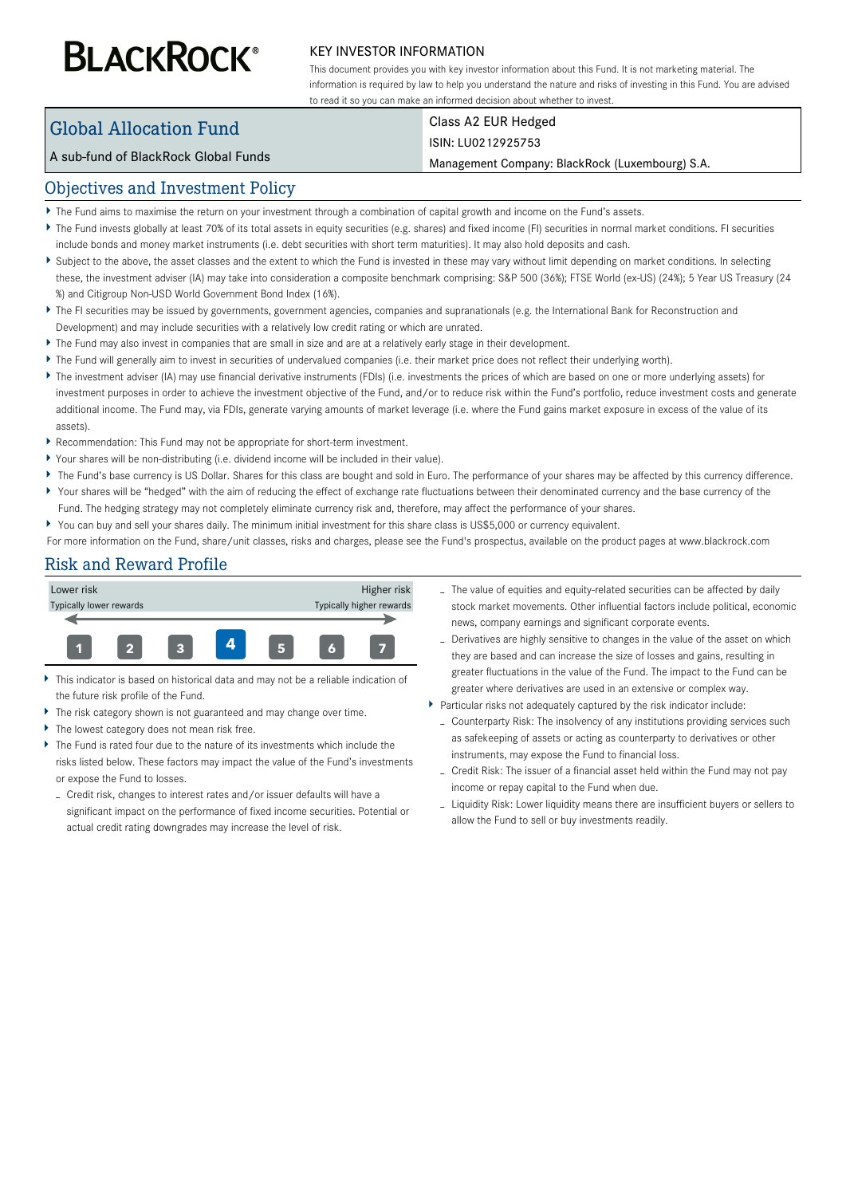# BLACKROCK®

## KEY INVESTOR INFORMATION

This document provides you with key investor information about this Fund. It is not marketing material. The information is required by law to help you understand the nature and risks of investing in this Fund. You are advised to read it so you can make an informed decision about whether to invest.

| Global Allocation Fund | Class A2 EUR Hedged |
| --- | --- |
| A sub-fund of BlackRock Global Funds | ISIN: LU0212925753 |
| | Management Company: BlackRock (Luxembourg) S.A. |

## Objectives and Investment Policy

- The Fund aims to maximise the return on your investment through a combination of capital growth and income on the Fund's assets.
- The Fund invests globally at least 70% of its total assets in equity securities (e.g. shares) and fixed income (FI) securities in normal market conditions. FI securities include bonds and money market instruments (i.e. debt securities with short term maturities). It may also hold deposits and cash.
- Subject to the above, the asset classes and the extent to which the Fund is invested in these may vary without limit depending on market conditions. In selecting these, the investment adviser (IA) may take into consideration a composite benchmark comprising: S&P 500 (36%); FTSE World (ex-US) (24%); 5 Year US Treasury (24 %) and Citigroup Non-USD World Government Bond Index (16%).
- The FI securities may be issued by governments, government agencies, companies and supranationals (e.g. the International Bank for Reconstruction and Development) and may include securities with a relatively low credit rating or which are unrated.
- The Fund may also invest in companies that are small in size and are at a relatively early stage in their development.
- The Fund will generally aim to invest in securities of undervalued companies (i.e. their market price does not reflect their underlying worth).
- The investment adviser (IA) may use financial derivative instruments (FDIs) (i.e. investments the prices of which are based on one or more underlying assets) for investment purposes in order to achieve the investment objective of the Fund, and/or to reduce risk within the Fund's portfolio, reduce investment costs and generate additional income. The Fund may, via FDIs, generate varying amounts of market leverage (i.e. where the Fund gains market exposure in excess of the value of its assets).
- Recommendation: This Fund may not be appropriate for short-term investment.
- Your shares will be non-distributing (i.e. dividend income will be included in their value).
- The Fund's base currency is US Dollar. Shares for this class are bought and sold in Euro. The performance of your shares may be affected by this currency difference.
- Your shares will be "hedged" with the aim of reducing the effect of exchange rate fluctuations between their denominated currency and the base currency of the Fund. The hedging strategy may not completely eliminate currency risk and, therefore, may affect the performance of your shares.
- You can buy and sell your shares daily. The minimum initial investment for this share class is US$5,000 or currency equivalent.

For more information on the Fund, share/unit classes, risks and charges, please see the Fund's prospectus, available on the product pages at www.blackrock.com

## Risk and Reward Profile

| Lower risk | | | | | | Higher risk |
| --- | --- | --- | --- | --- | --- | --- |
| Typically lower rewards | | | | | | Typically higher rewards |
| 1 | 2 | 3 | **4** | 5 | 6 | 7 |

- This indicator is based on historical data and may not be a reliable indication of the future risk profile of the Fund.
- The risk category shown is not guaranteed and may change over time.
- The lowest category does not mean risk free.
- The Fund is rated four due to the nature of its investments which include the risks listed below. These factors may impact the value of the Fund's investments or expose the Fund to losses.
  - Credit risk, changes to interest rates and/or issuer defaults will have a significant impact on the performance of fixed income securities. Potential or actual credit rating downgrades may increase the level of risk.
  - The value of equities and equity-related securities can be affected by daily stock market movements. Other influential factors include political, economic news, company earnings and significant corporate events.
  - Derivatives are highly sensitive to changes in the value of the asset on which they are based and can increase the size of losses and gains, resulting in greater fluctuations in the value of the Fund. The impact to the Fund can be greater where derivatives are used in an extensive or complex way.
- Particular risks not adequately captured by the risk indicator include:
  - Counterparty Risk: The insolvency of any institutions providing services such as safekeeping of assets or acting as counterparty to derivatives or other instruments, may expose the Fund to financial loss.
  - Credit Risk: The issuer of a financial asset held within the Fund may not pay income or repay capital to the Fund when due.
  - Liquidity Risk: Lower liquidity means there are insufficient buyers or sellers to allow the Fund to sell or buy investments readily.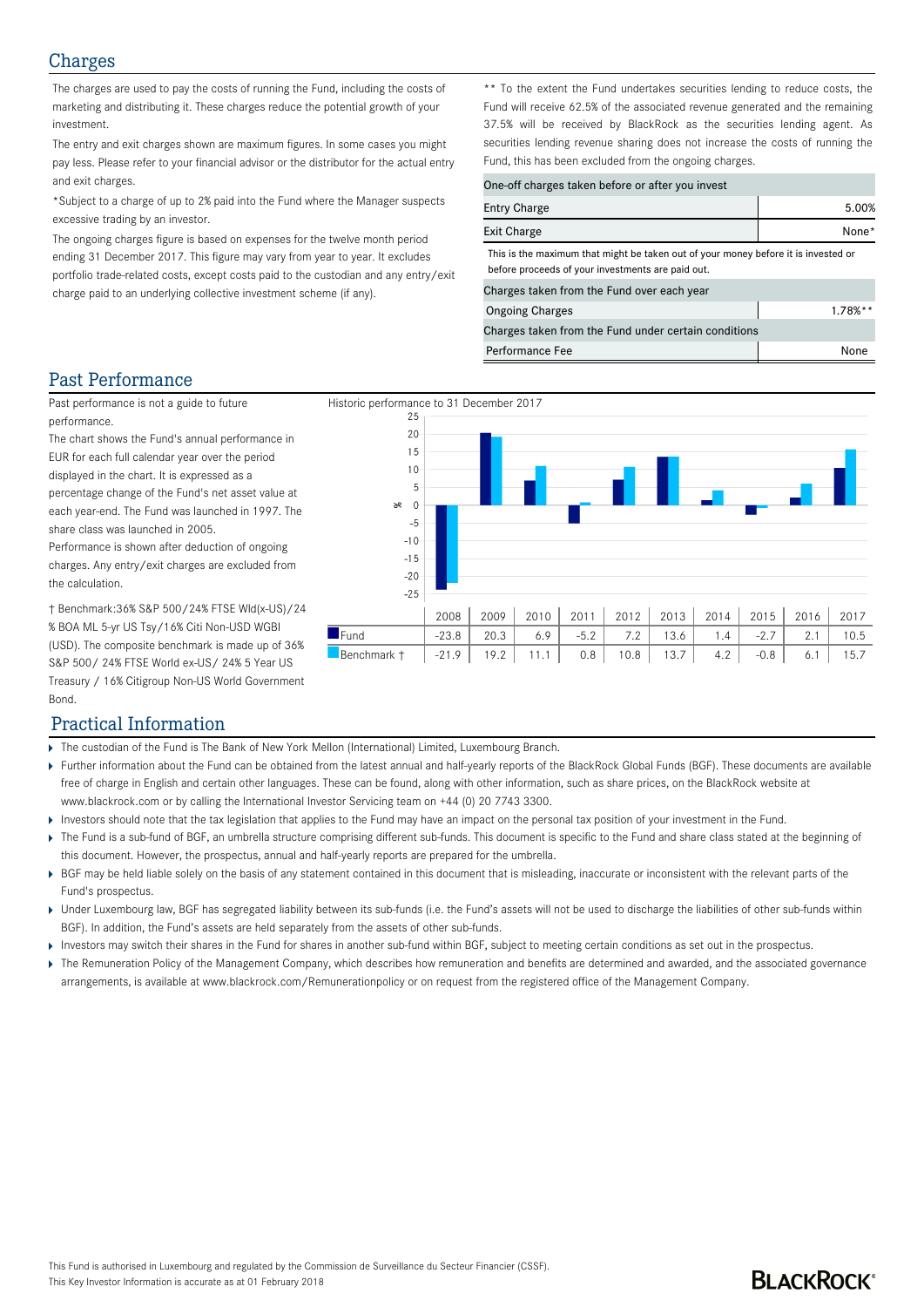## Charges

The charges are used to pay the costs of running the Fund, including the costs of marketing and distributing it. These charges reduce the potential growth of your investment.

The entry and exit charges shown are maximum figures. In some cases you might pay less. Please refer to your financial advisor or the distributor for the actual entry and exit charges.

*Subject to a charge of up to 2% paid into the Fund where the Manager suspects excessive trading by an investor.

The ongoing charges figure is based on expenses for the twelve month period ending 31 December 2017. This figure may vary from year to year. It excludes portfolio trade-related costs, except costs paid to the custodian and any entry/exit charge paid to an underlying collective investment scheme (if any).

** To the extent the Fund undertakes securities lending to reduce costs, the Fund will receive 62.5% of the associated revenue generated and the remaining 37.5% will be received by BlackRock as the securities lending agent. As securities lending revenue sharing does not increase the costs of running the Fund, this has been excluded from the ongoing charges.

| One-off charges taken before or after you invest | |
|---|---|
| Entry Charge | 5.00% |
| Exit Charge | None* |
| This is the maximum that might be taken out of your money before it is invested or before proceeds of your investments are paid out. | |
| **Charges taken from the Fund over each year** | |
| Ongoing Charges | 1.78%** |
| **Charges taken from the Fund under certain conditions** | |
| Performance Fee | None |

## Past Performance

Past performance is not a guide to future performance.

The chart shows the Fund's annual performance in EUR for each full calendar year over the period displayed in the chart. It is expressed as a percentage change of the Fund's net asset value at each year-end. The Fund was launched in 1997. The share class was launched in 2005.

Performance is shown after deduction of ongoing charges. Any entry/exit charges are excluded from the calculation.

† Benchmark:36% S&P 500/24% FTSE Wld(x-US)/24% BOA ML 5-yr US Tsy/16% Citi Non-USD WGBI (USD). The composite benchmark is made up of 36% S&P 500/ 24% FTSE World ex-US/ 24% 5 Year US Treasury / 16% Citigroup Non-US World Government Bond.

Historic performance to 31 December 2017

%

25, 20, 15, 10, 5, 0, -5, -10, -15, -20, -25

| | 2008 | 2009 | 2010 | 2011 | 2012 | 2013 | 2014 | 2015 | 2016 | 2017 |
|---|---|---|---|---|---|---|---|---|---|---|
| Fund | -23.8 | 20.3 | 6.9 | -5.2 | 7.2 | 13.6 | 1.4 | -2.7 | 2.1 | 10.5 |
| Benchmark † | -21.9 | 19.2 | 11.1 | 0.8 | 10.8 | 13.7 | 4.2 | -0.8 | 6.1 | 15.7 |

## Practical Information

- The custodian of the Fund is The Bank of New York Mellon (International) Limited, Luxembourg Branch.
- Further information about the Fund can be obtained from the latest annual and half-yearly reports of the BlackRock Global Funds (BGF). These documents are available free of charge in English and certain other languages. These can be found, along with other information, such as share prices, on the BlackRock website at www.blackrock.com or by calling the International Investor Servicing team on +44 (0) 20 7743 3300.
- Investors should note that the tax legislation that applies to the Fund may have an impact on the personal tax position of your investment in the Fund.
- The Fund is a sub-fund of BGF, an umbrella structure comprising different sub-funds. This document is specific to the Fund and share class stated at the beginning of this document. However, the prospectus, annual and half-yearly reports are prepared for the umbrella.
- BGF may be held liable solely on the basis of any statement contained in this document that is misleading, inaccurate or inconsistent with the relevant parts of the Fund's prospectus.
- Under Luxembourg law, BGF has segregated liability between its sub-funds (i.e. the Fund's assets will not be used to discharge the liabilities of other sub-funds within BGF). In addition, the Fund's assets are held separately from the assets of other sub-funds.
- Investors may switch their shares in the Fund for shares in another sub-fund within BGF, subject to meeting certain conditions as set out in the prospectus.
- The Remuneration Policy of the Management Company, which describes how remuneration and benefits are determined and awarded, and the associated governance arrangements, is available at www.blackrock.com/Remunerationpolicy or on request from the registered office of the Management Company.

This Fund is authorised in Luxembourg and regulated by the Commission de Surveillance du Secteur Financier (CSSF).
This Key Investor Information is accurate as at 01 February 2018

BLACKROCK®